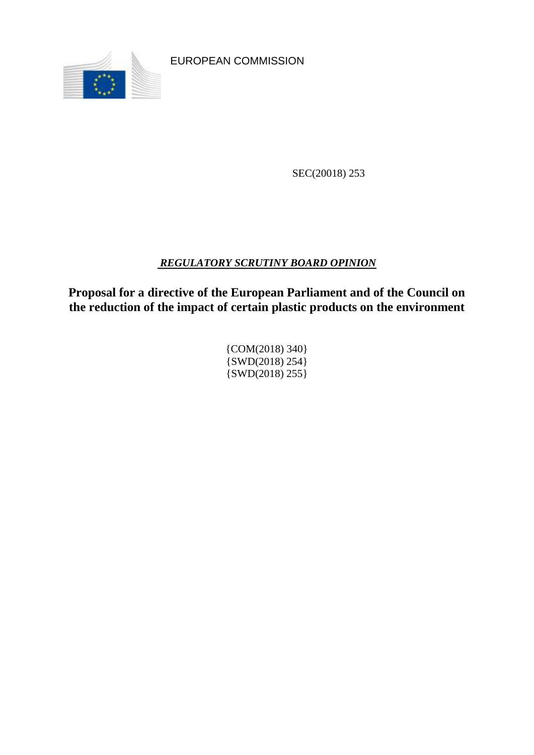EUROPEAN COMMISSION

SEC(20018) 253

***REGULATORY SCRUTINY BOARD OPINION***

# Proposal for a directive of the European Parliament and of the Council on the reduction of the impact of certain plastic products on the environment

{COM(2018) 340}
{SWD(2018) 254}
{SWD(2018) 255}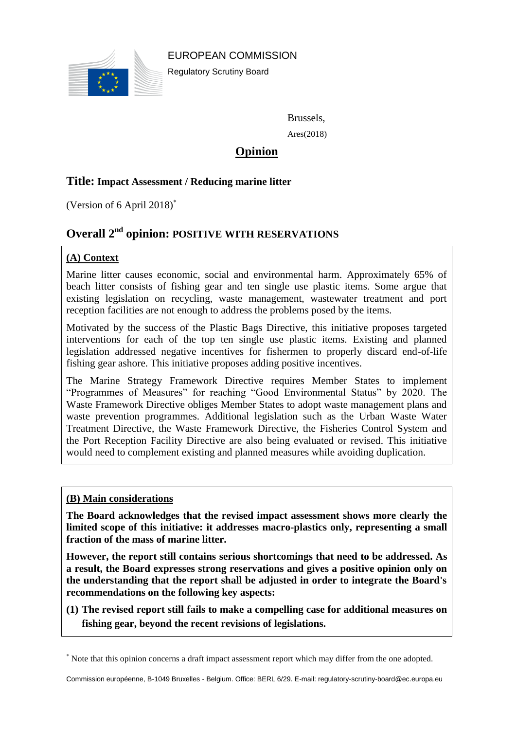EUROPEAN COMMISSION

Regulatory Scrutiny Board

Brussels,

Ares(2018)

# Opinion

## Title: Impact Assessment / Reducing marine litter

(Version of 6 April 2018)*

## Overall 2nd opinion: POSITIVE WITH RESERVATIONS

### (A) Context

Marine litter causes economic, social and environmental harm. Approximately 65% of beach litter consists of fishing gear and ten single use plastic items. Some argue that existing legislation on recycling, waste management, wastewater treatment and port reception facilities are not enough to address the problems posed by the items.

Motivated by the success of the Plastic Bags Directive, this initiative proposes targeted interventions for each of the top ten single use plastic items. Existing and planned legislation addressed negative incentives for fishermen to properly discard end-of-life fishing gear ashore. This initiative proposes adding positive incentives.

The Marine Strategy Framework Directive requires Member States to implement "Programmes of Measures" for reaching "Good Environmental Status" by 2020. The Waste Framework Directive obliges Member States to adopt waste management plans and waste prevention programmes. Additional legislation such as the Urban Waste Water Treatment Directive, the Waste Framework Directive, the Fisheries Control System and the Port Reception Facility Directive are also being evaluated or revised. This initiative would need to complement existing and planned measures while avoiding duplication.

### (B) Main considerations

**The Board acknowledges that the revised impact assessment shows more clearly the limited scope of this initiative: it addresses macro-plastics only, representing a small fraction of the mass of marine litter.**

**However, the report still contains serious shortcomings that need to be addressed. As a result, the Board expresses strong reservations and gives a positive opinion only on the understanding that the report shall be adjusted in order to integrate the Board's recommendations on the following key aspects:**

**(1) The revised report still fails to make a compelling case for additional measures on fishing gear, beyond the recent revisions of legislations.**

---

* Note that this opinion concerns a draft impact assessment report which may differ from the one adopted.

Commission européenne, B-1049 Bruxelles - Belgium. Office: BERL 6/29. E-mail: regulatory-scrutiny-board@ec.europa.eu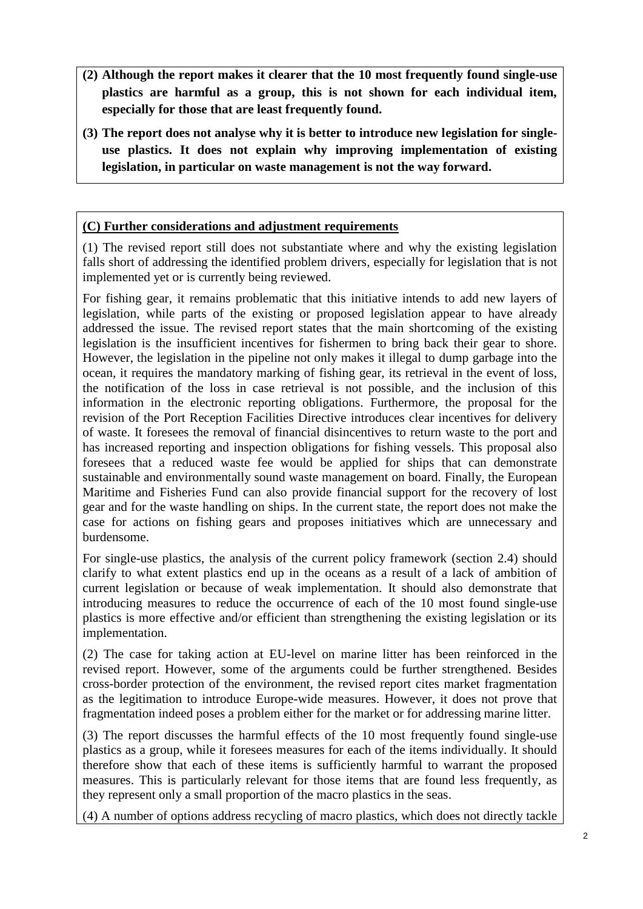**(2) Although the report makes it clearer that the 10 most frequently found single-use plastics are harmful as a group, this is not shown for each individual item, especially for those that are least frequently found.**

**(3) The report does not analyse why it is better to introduce new legislation for single-use plastics. It does not explain why improving implementation of existing legislation, in particular on waste management is not the way forward.**

**(C) Further considerations and adjustment requirements**

(1) The revised report still does not substantiate where and why the existing legislation falls short of addressing the identified problem drivers, especially for legislation that is not implemented yet or is currently being reviewed.

For fishing gear, it remains problematic that this initiative intends to add new layers of legislation, while parts of the existing or proposed legislation appear to have already addressed the issue. The revised report states that the main shortcoming of the existing legislation is the insufficient incentives for fishermen to bring back their gear to shore. However, the legislation in the pipeline not only makes it illegal to dump garbage into the ocean, it requires the mandatory marking of fishing gear, its retrieval in the event of loss, the notification of the loss in case retrieval is not possible, and the inclusion of this information in the electronic reporting obligations. Furthermore, the proposal for the revision of the Port Reception Facilities Directive introduces clear incentives for delivery of waste. It foresees the removal of financial disincentives to return waste to the port and has increased reporting and inspection obligations for fishing vessels. This proposal also foresees that a reduced waste fee would be applied for ships that can demonstrate sustainable and environmentally sound waste management on board. Finally, the European Maritime and Fisheries Fund can also provide financial support for the recovery of lost gear and for the waste handling on ships. In the current state, the report does not make the case for actions on fishing gears and proposes initiatives which are unnecessary and burdensome.

For single-use plastics, the analysis of the current policy framework (section 2.4) should clarify to what extent plastics end up in the oceans as a result of a lack of ambition of current legislation or because of weak implementation. It should also demonstrate that introducing measures to reduce the occurrence of each of the 10 most found single-use plastics is more effective and/or efficient than strengthening the existing legislation or its implementation.

(2) The case for taking action at EU-level on marine litter has been reinforced in the revised report. However, some of the arguments could be further strengthened. Besides cross-border protection of the environment, the revised report cites market fragmentation as the legitimation to introduce Europe-wide measures. However, it does not prove that fragmentation indeed poses a problem either for the market or for addressing marine litter.

(3) The report discusses the harmful effects of the 10 most frequently found single-use plastics as a group, while it foresees measures for each of the items individually. It should therefore show that each of these items is sufficiently harmful to warrant the proposed measures. This is particularly relevant for those items that are found less frequently, as they represent only a small proportion of the macro plastics in the seas.

(4) A number of options address recycling of macro plastics, which does not directly tackle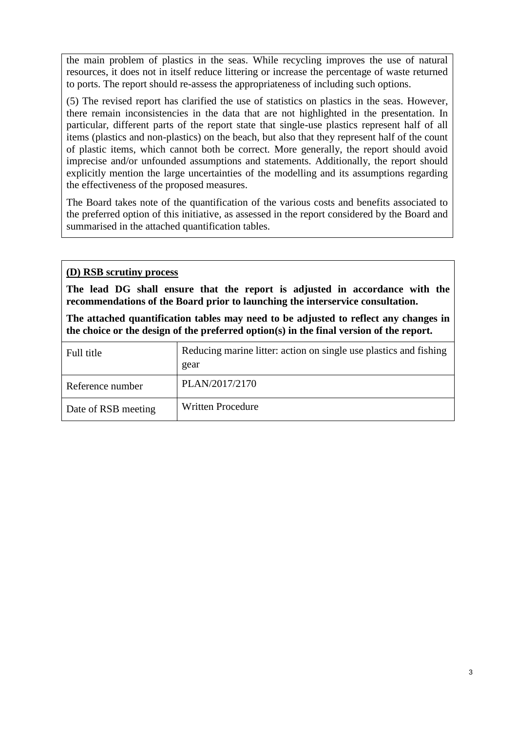the main problem of plastics in the seas. While recycling improves the use of natural resources, it does not in itself reduce littering or increase the percentage of waste returned to ports. The report should re-assess the appropriateness of including such options.

(5) The revised report has clarified the use of statistics on plastics in the seas. However, there remain inconsistencies in the data that are not highlighted in the presentation. In particular, different parts of the report state that single-use plastics represent half of all items (plastics and non-plastics) on the beach, but also that they represent half of the count of plastic items, which cannot both be correct. More generally, the report should avoid imprecise and/or unfounded assumptions and statements. Additionally, the report should explicitly mention the large uncertainties of the modelling and its assumptions regarding the effectiveness of the proposed measures.

The Board takes note of the quantification of the various costs and benefits associated to the preferred option of this initiative, as assessed in the report considered by the Board and summarised in the attached quantification tables.

**(D) RSB scrutiny process**

**The lead DG shall ensure that the report is adjusted in accordance with the recommendations of the Board prior to launching the interservice consultation.**

**The attached quantification tables may need to be adjusted to reflect any changes in the choice or the design of the preferred option(s) in the final version of the report.**

| Full title | Reducing marine litter: action on single use plastics and fishing gear |
|---|---|
| Reference number | PLAN/2017/2170 |
| Date of RSB meeting | Written Procedure |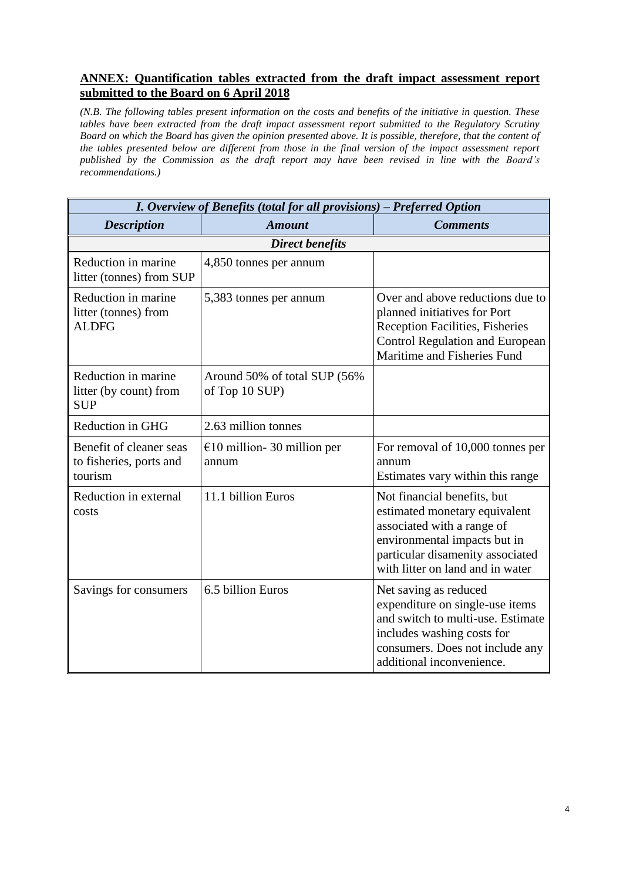## ANNEX: Quantification tables extracted from the draft impact assessment report submitted to the Board on 6 April 2018

*(N.B. The following tables present information on the costs and benefits of the initiative in question. These tables have been extracted from the draft impact assessment report submitted to the Regulatory Scrutiny Board on which the Board has given the opinion presented above. It is possible, therefore, that the content of the tables presented below are different from those in the final version of the impact assessment report published by the Commission as the draft report may have been revised in line with the Board's recommendations.)*

| ***I. Overview of Benefits (total for all provisions) – Preferred Option*** | | |
|---|---|---|
| ***Description*** | ***Amount*** | ***Comments*** |
| ***Direct benefits*** | | |
| Reduction in marine litter (tonnes) from SUP | 4,850 tonnes per annum | |
| Reduction in marine litter (tonnes) from ALDFG | 5,383 tonnes per annum | Over and above reductions due to planned initiatives for Port Reception Facilities, Fisheries Control Regulation and European Maritime and Fisheries Fund |
| Reduction in marine litter (by count) from SUP | Around 50% of total SUP (56% of Top 10 SUP) | |
| Reduction in GHG | 2.63 million tonnes | |
| Benefit of cleaner seas to fisheries, ports and tourism | €10 million- 30 million per annum | For removal of 10,000 tonnes per annum<br>Estimates vary within this range |
| Reduction in external costs | 11.1 billion Euros | Not financial benefits, but estimated monetary equivalent associated with a range of environmental impacts but in particular disamenity associated with litter on land and in water |
| Savings for consumers | 6.5 billion Euros | Net saving as reduced expenditure on single-use items and switch to multi-use. Estimate includes washing costs for consumers. Does not include any additional inconvenience. |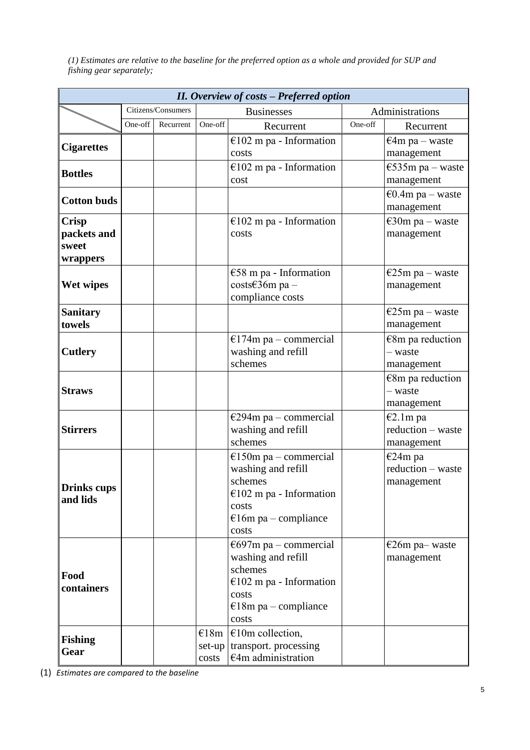*(1) Estimates are relative to the baseline for the preferred option as a whole and provided for SUP and fishing gear separately;*

| ***II. Overview of costs – Preferred option*** | | | | | | |
|---|---|---|---|---|---|---|
| | Citizens/Consumers | | Businesses | | Administrations | |
| | One-off | Recurrent | One-off | Recurrent | One-off | Recurrent |
| **Cigarettes** | | | | €102 m pa - Information costs | | €4m pa – waste management |
| **Bottles** | | | | €102 m pa - Information cost | | €535m pa – waste management |
| **Cotton buds** | | | | | | €0.4m pa – waste management |
| **Crisp packets and sweet wrappers** | | | | €102 m pa - Information costs | | €30m pa – waste management |
| **Wet wipes** | | | | €58 m pa - Information costs€36m pa – compliance costs | | €25m pa – waste management |
| **Sanitary towels** | | | | | | €25m pa – waste management |
| **Cutlery** | | | | €174m pa – commercial washing and refill schemes | | €8m pa reduction – waste management |
| **Straws** | | | | | | €8m pa reduction – waste management |
| **Stirrers** | | | | €294m pa – commercial washing and refill schemes | | €2.1m pa reduction – waste management |
| **Drinks cups and lids** | | | | €150m pa – commercial washing and refill schemes<br>€102 m pa - Information costs<br>€16m pa – compliance costs | | €24m pa reduction – waste management |
| **Food containers** | | | | €697m pa – commercial washing and refill schemes<br>€102 m pa - Information costs<br>€18m pa – compliance costs | | €26m pa– waste management |
| **Fishing Gear** | | | €18m set-up costs | €10m collection, transport. processing<br>€4m administration | | |

(1) *Estimates are compared to the baseline*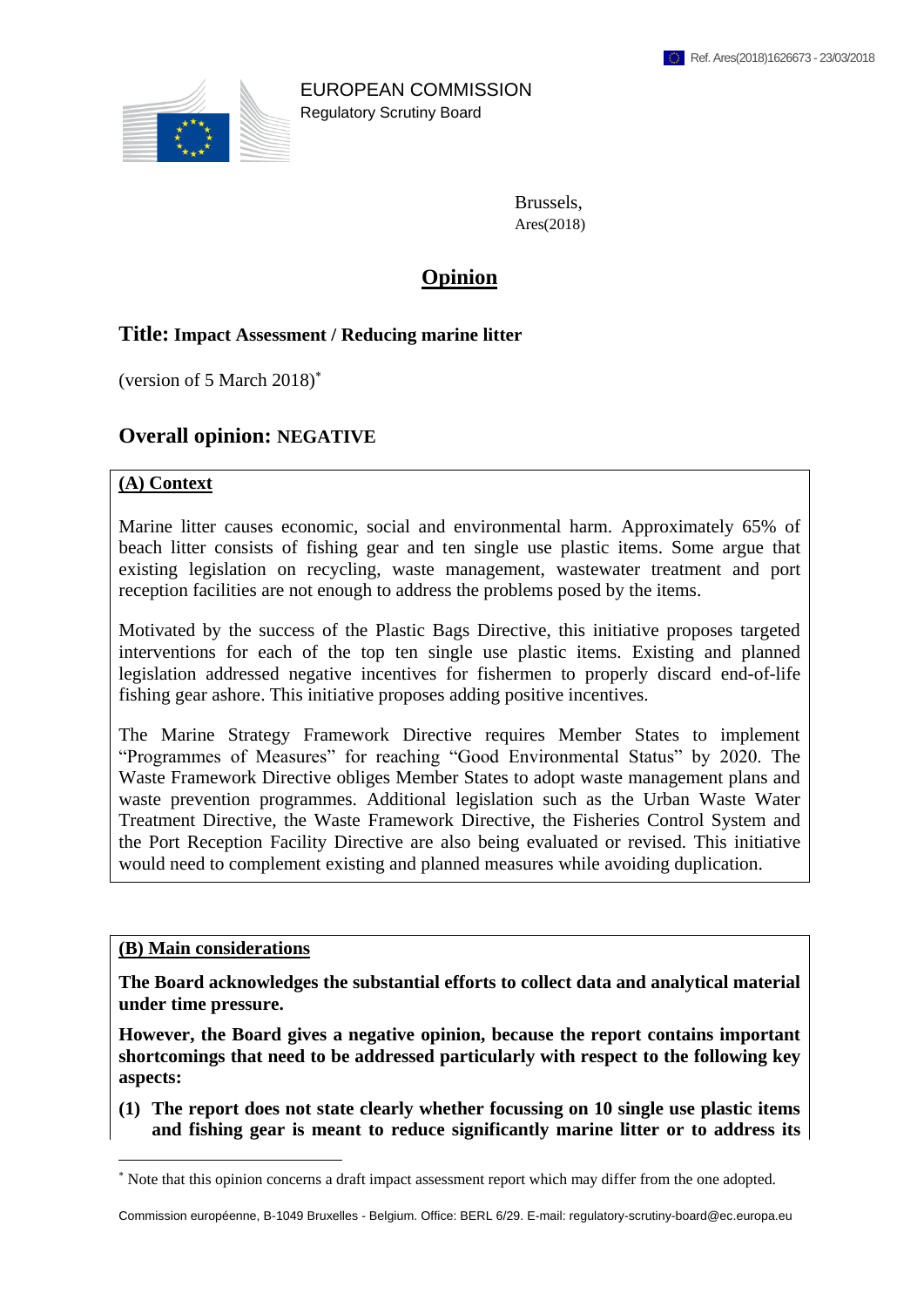EUROPEAN COMMISSION
Regulatory Scrutiny Board

Brussels,
Ares(2018)

# Opinion

## Title: Impact Assessment / Reducing marine litter

(version of 5 March 2018)*

## Overall opinion: NEGATIVE

### (A) Context

Marine litter causes economic, social and environmental harm. Approximately 65% of beach litter consists of fishing gear and ten single use plastic items. Some argue that existing legislation on recycling, waste management, wastewater treatment and port reception facilities are not enough to address the problems posed by the items.

Motivated by the success of the Plastic Bags Directive, this initiative proposes targeted interventions for each of the top ten single use plastic items. Existing and planned legislation addressed negative incentives for fishermen to properly discard end-of-life fishing gear ashore. This initiative proposes adding positive incentives.

The Marine Strategy Framework Directive requires Member States to implement "Programmes of Measures" for reaching "Good Environmental Status" by 2020. The Waste Framework Directive obliges Member States to adopt waste management plans and waste prevention programmes. Additional legislation such as the Urban Waste Water Treatment Directive, the Waste Framework Directive, the Fisheries Control System and the Port Reception Facility Directive are also being evaluated or revised. This initiative would need to complement existing and planned measures while avoiding duplication.

### (B) Main considerations

**The Board acknowledges the substantial efforts to collect data and analytical material under time pressure.**

**However, the Board gives a negative opinion, because the report contains important shortcomings that need to be addressed particularly with respect to the following key aspects:**

**(1) The report does not state clearly whether focussing on 10 single use plastic items and fishing gear is meant to reduce significantly marine litter or to address its**

* Note that this opinion concerns a draft impact assessment report which may differ from the one adopted.

Commission européenne, B-1049 Bruxelles - Belgium. Office: BERL 6/29. E-mail: regulatory-scrutiny-board@ec.europa.eu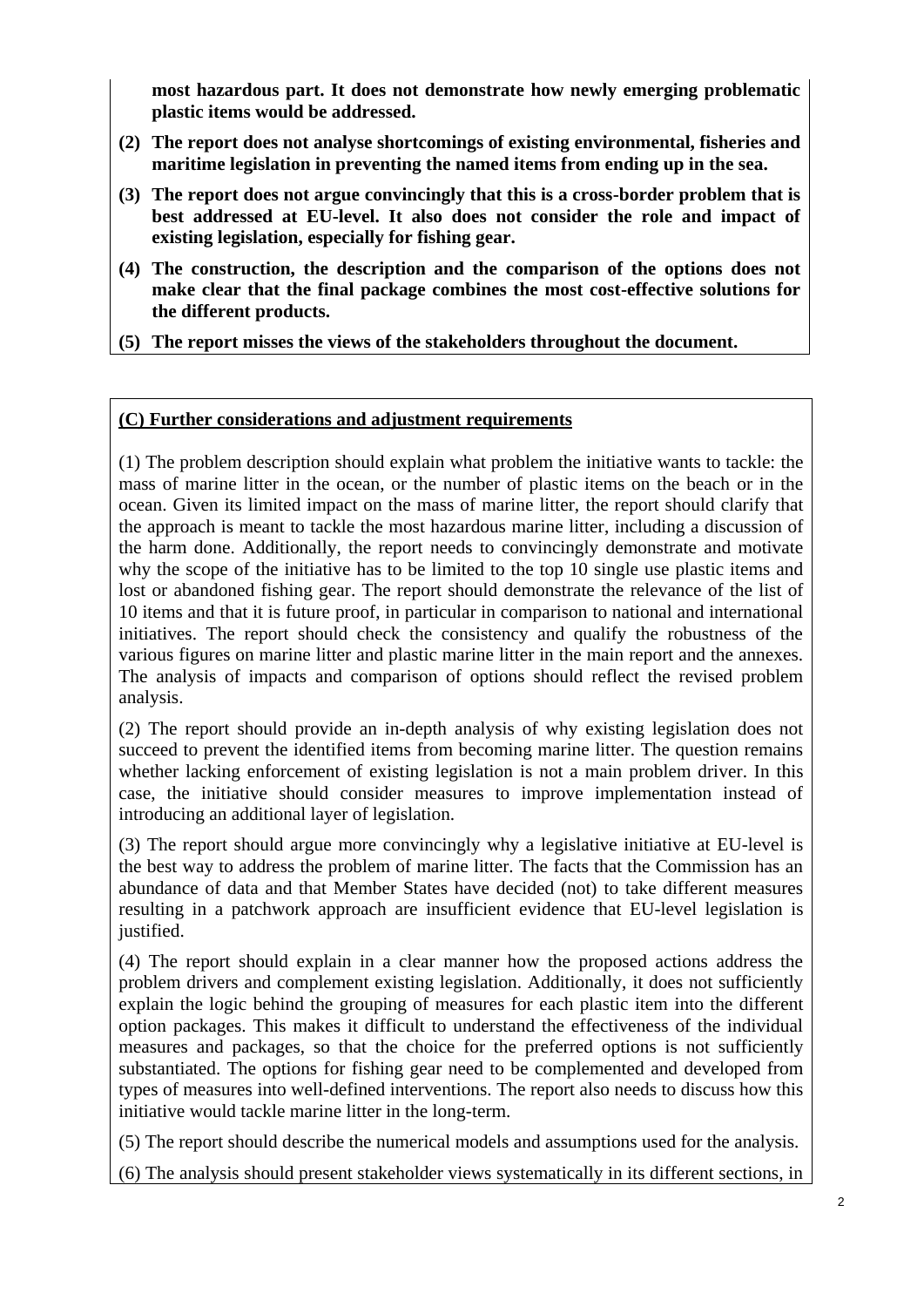**most hazardous part. It does not demonstrate how newly emerging problematic plastic items would be addressed.**

**(2) The report does not analyse shortcomings of existing environmental, fisheries and maritime legislation in preventing the named items from ending up in the sea.**

**(3) The report does not argue convincingly that this is a cross-border problem that is best addressed at EU-level. It also does not consider the role and impact of existing legislation, especially for fishing gear.**

**(4) The construction, the description and the comparison of the options does not make clear that the final package combines the most cost-effective solutions for the different products.**

**(5) The report misses the views of the stakeholders throughout the document.**

**(C) Further considerations and adjustment requirements**

(1) The problem description should explain what problem the initiative wants to tackle: the mass of marine litter in the ocean, or the number of plastic items on the beach or in the ocean. Given its limited impact on the mass of marine litter, the report should clarify that the approach is meant to tackle the most hazardous marine litter, including a discussion of the harm done. Additionally, the report needs to convincingly demonstrate and motivate why the scope of the initiative has to be limited to the top 10 single use plastic items and lost or abandoned fishing gear. The report should demonstrate the relevance of the list of 10 items and that it is future proof, in particular in comparison to national and international initiatives. The report should check the consistency and qualify the robustness of the various figures on marine litter and plastic marine litter in the main report and the annexes. The analysis of impacts and comparison of options should reflect the revised problem analysis.

(2) The report should provide an in-depth analysis of why existing legislation does not succeed to prevent the identified items from becoming marine litter. The question remains whether lacking enforcement of existing legislation is not a main problem driver. In this case, the initiative should consider measures to improve implementation instead of introducing an additional layer of legislation.

(3) The report should argue more convincingly why a legislative initiative at EU-level is the best way to address the problem of marine litter. The facts that the Commission has an abundance of data and that Member States have decided (not) to take different measures resulting in a patchwork approach are insufficient evidence that EU-level legislation is justified.

(4) The report should explain in a clear manner how the proposed actions address the problem drivers and complement existing legislation. Additionally, it does not sufficiently explain the logic behind the grouping of measures for each plastic item into the different option packages. This makes it difficult to understand the effectiveness of the individual measures and packages, so that the choice for the preferred options is not sufficiently substantiated. The options for fishing gear need to be complemented and developed from types of measures into well-defined interventions. The report also needs to discuss how this initiative would tackle marine litter in the long-term.

(5) The report should describe the numerical models and assumptions used for the analysis.

(6) The analysis should present stakeholder views systematically in its different sections, in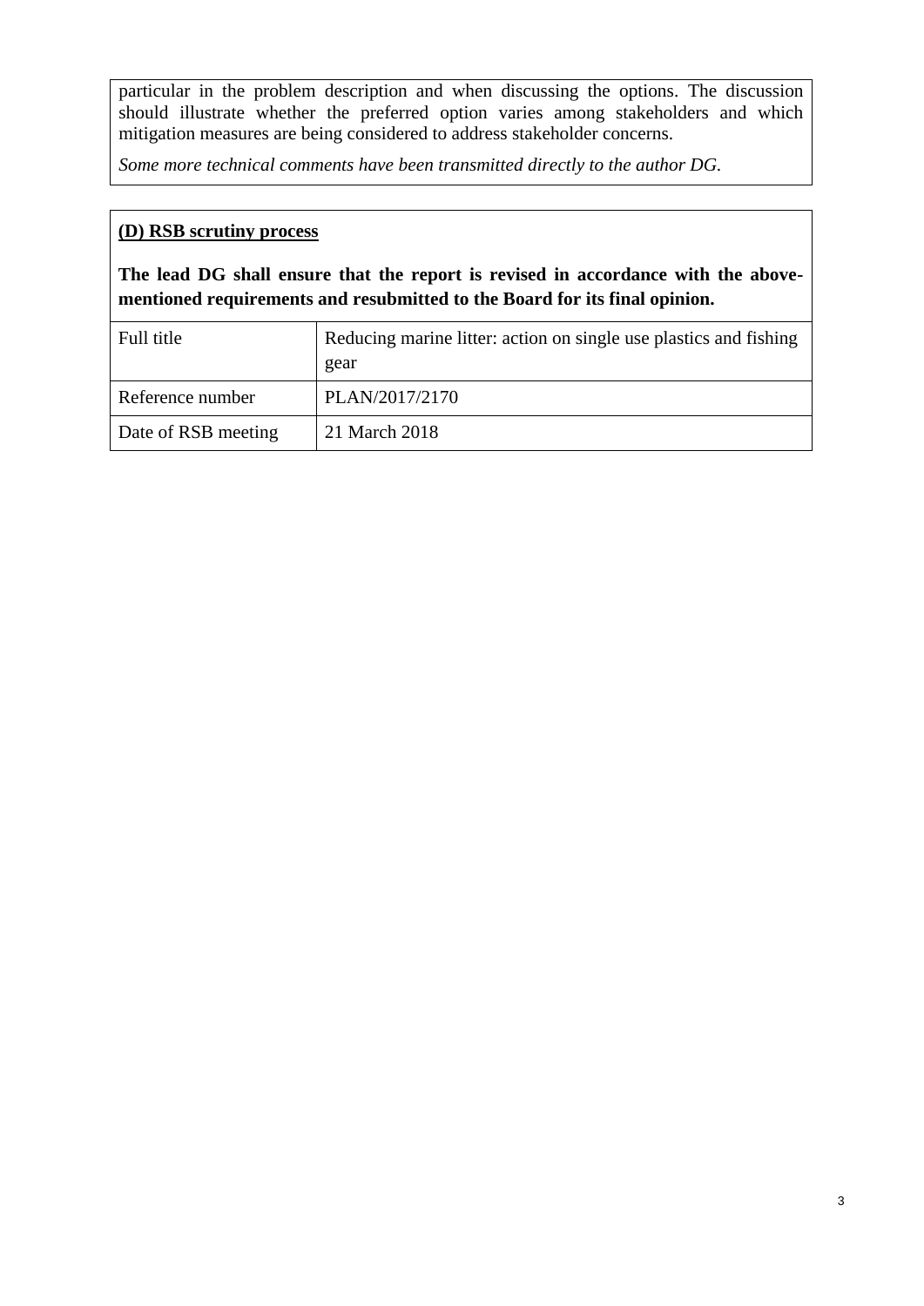particular in the problem description and when discussing the options. The discussion should illustrate whether the preferred option varies among stakeholders and which mitigation measures are being considered to address stakeholder concerns.

*Some more technical comments have been transmitted directly to the author DG.*

**(D) RSB scrutiny process**

**The lead DG shall ensure that the report is revised in accordance with the above-mentioned requirements and resubmitted to the Board for its final opinion.**

| | |
|---|---|
| Full title | Reducing marine litter: action on single use plastics and fishing gear |
| Reference number | PLAN/2017/2170 |
| Date of RSB meeting | 21 March 2018 |